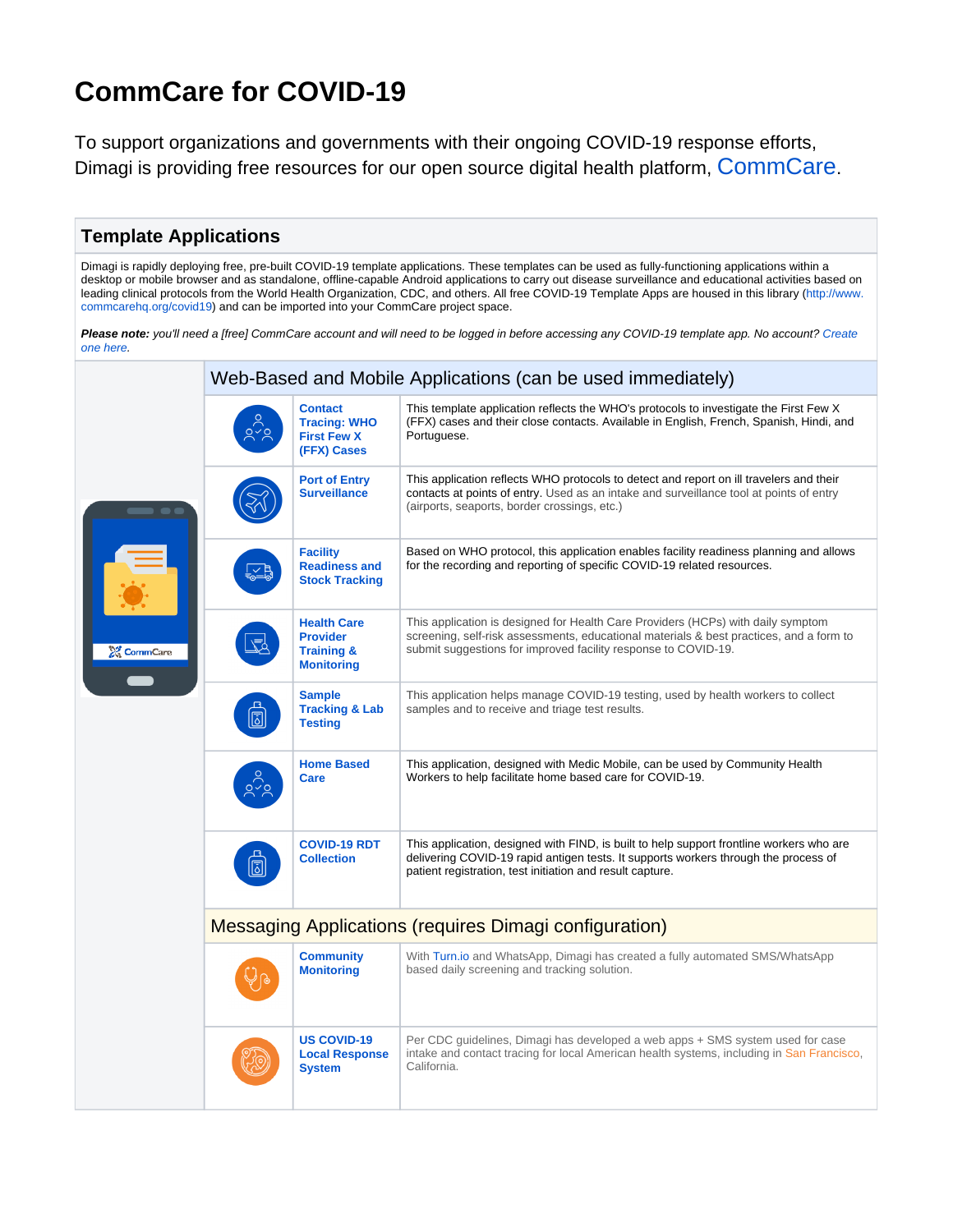# CommCare for COVID-19

To support organizations and governments with their ongoing COVID-19 response efforts, Dimagi is providing free resources for our open source digital health platform, CommCare.

## Template Applications

Dimagi is rapidly deploying free, pre-built COVID-19 template applications. These templates can be used as fully-functioning applications within a desktop or mobile browser and as standalone, offline-capable Android applications to carry out disease surveillance and educational activities based on leading clinical protocols from the World Health Organization, CDC, and others. All free COVID-19 Template Apps are housed in this library (http://www.commcarehq.org/covid19) and can be imported into your CommCare project space.

***Please note:** you'll need a [free] CommCare account and will need to be logged in before accessing any COVID-19 template app. No account? Create one here.*

### Web-Based and Mobile Applications (can be used immediately)

| Application | Description |
|---|---|
| **Contact Tracing: WHO First Few X (FFX) Cases** | This template application reflects the WHO's protocols to investigate the First Few X (FFX) cases and their close contacts. Available in English, French, Spanish, Hindi, and Portuguese. |
| **Port of Entry Surveillance** | This application reflects WHO protocols to detect and report on ill travelers and their contacts at points of entry. Used as an intake and surveillance tool at points of entry (airports, seaports, border crossings, etc.) |
| **Facility Readiness and Stock Tracking** | Based on WHO protocol, this application enables facility readiness planning and allows for the recording and reporting of specific COVID-19 related resources. |
| **Health Care Provider Training & Monitoring** | This application is designed for Health Care Providers (HCPs) with daily symptom screening, self-risk assessments, educational materials & best practices, and a form to submit suggestions for improved facility response to COVID-19. |
| **Sample Tracking & Lab Testing** | This application helps manage COVID-19 testing, used by health workers to collect samples and to receive and triage test results. |
| **Home Based Care** | This application, designed with Medic Mobile, can be used by Community Health Workers to help facilitate home based care for COVID-19. |
| **COVID-19 RDT Collection** | This application, designed with FIND, is built to help support frontline workers who are delivering COVID-19 rapid antigen tests. It supports workers through the process of patient registration, test initiation and result capture. |

### Messaging Applications (requires Dimagi configuration)

| Application | Description |
|---|---|
| **Community Monitoring** | With Turn.io and WhatsApp, Dimagi has created a fully automated SMS/WhatsApp based daily screening and tracking solution. |
| **US COVID-19 Local Response System** | Per CDC guidelines, Dimagi has developed a web apps + SMS system used for case intake and contact tracing for local American health systems, including in San Francisco, California. |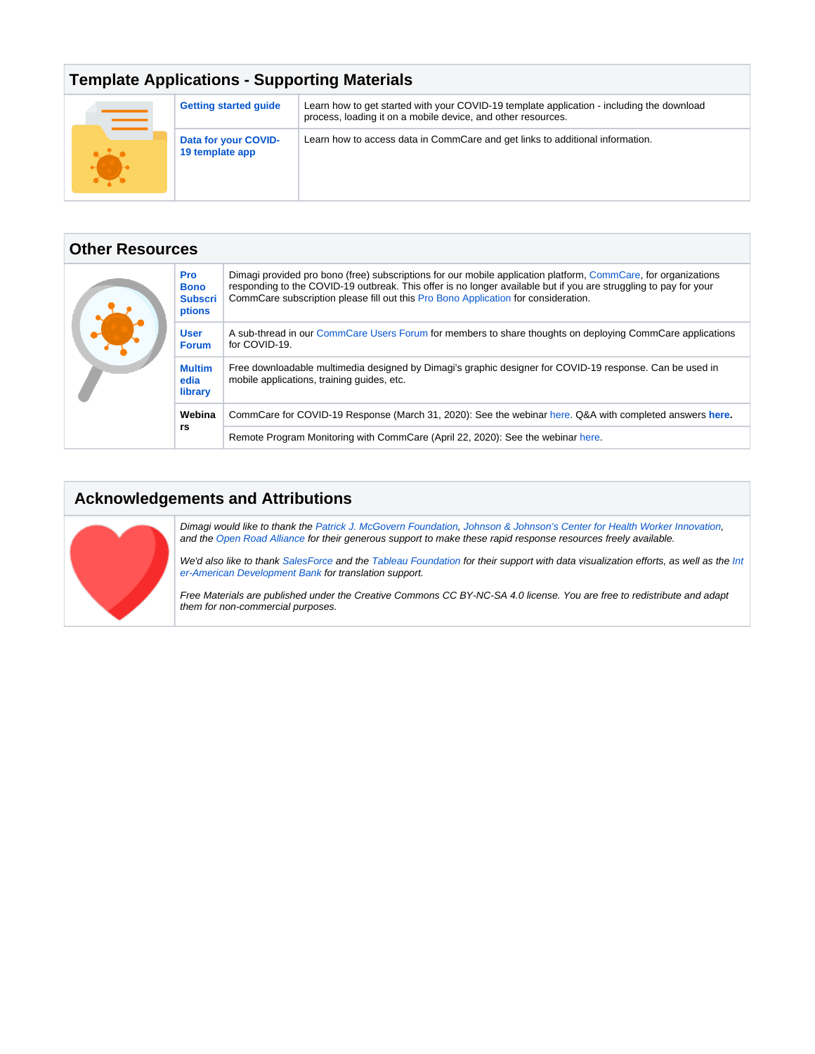## Template Applications - Supporting Materials

| | | |
|---|---|---|
| | **Getting started guide** | Learn how to get started with your COVID-19 template application - including the download process, loading it on a mobile device, and other resources. |
| | **Data for your COVID-19 template app** | Learn how to access data in CommCare and get links to additional information. |

## Other Resources

| | | |
|---|---|---|
| | **Pro Bono Subscriptions** | Dimagi provided pro bono (free) subscriptions for our mobile application platform, CommCare, for organizations responding to the COVID-19 outbreak. This offer is no longer available but if you are struggling to pay for your CommCare subscription please fill out this Pro Bono Application for consideration. |
| | **User Forum** | A sub-thread in our CommCare Users Forum for members to share thoughts on deploying CommCare applications for COVID-19. |
| | **Multimedia library** | Free downloadable multimedia designed by Dimagi's graphic designer for COVID-19 response. Can be used in mobile applications, training guides, etc. |
| | **Webinars** | CommCare for COVID-19 Response (March 31, 2020): See the webinar here. Q&A with completed answers **here.** |
| | | Remote Program Monitoring with CommCare (April 22, 2020): See the webinar here. |

## Acknowledgements and Attributions

*Dimagi would like to thank the Patrick J. McGovern Foundation, Johnson & Johnson's Center for Health Worker Innovation, and the Open Road Alliance for their generous support to make these rapid response resources freely available.*

*We'd also like to thank SalesForce and the Tableau Foundation for their support with data visualization efforts, as well as the Inter-American Development Bank for translation support.*

*Free Materials are published under the Creative Commons CC BY-NC-SA 4.0 license. You are free to redistribute and adapt them for non-commercial purposes.*